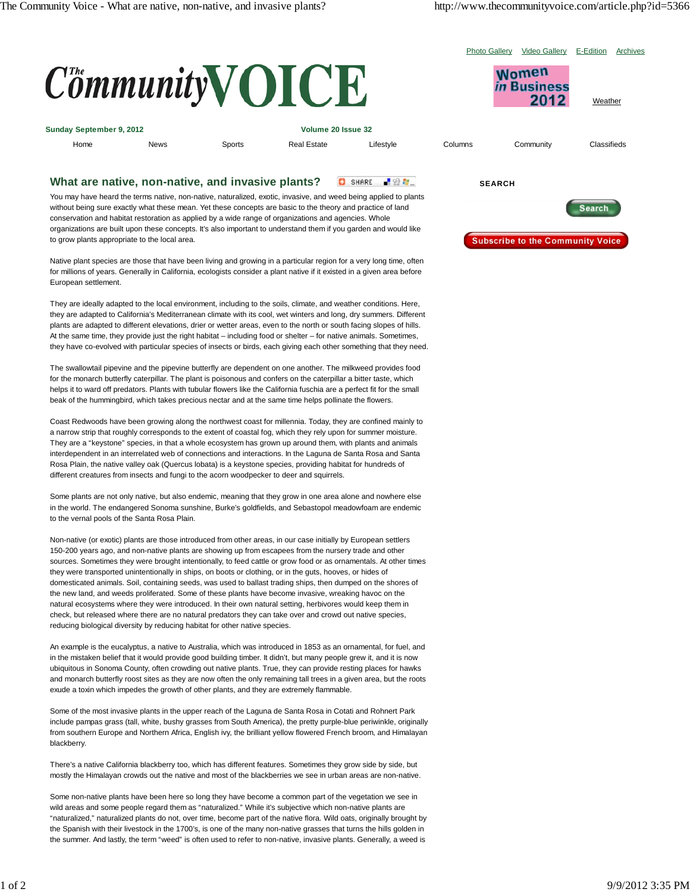# What are native, non-native, and invasive plants?

You may have heard the terms native, non-native, naturalized, exotic, invasive, and weed being applied to plants without being sure exactly what these mean. Yet these concepts are basic to the theory and practice of land conservation and habitat restoration as applied by a wide range of organizations and agencies. Whole organizations are built upon these concepts. It's also important to understand them if you garden and would like to grow plants appropriate to the local area.

Native plant species are those that have been living and growing in a particular region for a very long time, often for millions of years. Generally in California, ecologists consider a plant native if it existed in a given area before European settlement.

They are ideally adapted to the local environment, including to the soils, climate, and weather conditions. Here, they are adapted to California's Mediterranean climate with its cool, wet winters and long, dry summers. Different plants are adapted to different elevations, drier or wetter areas, even to the north or south facing slopes of hills. At the same time, they provide just the right habitat – including food or shelter – for native animals. Sometimes, they have co-evolved with particular species of insects or birds, each giving each other something that they need.

The swallowtail pipevine and the pipevine butterfly are dependent on one another. The milkweed provides food for the monarch butterfly caterpillar. The plant is poisonous and confers on the caterpillar a bitter taste, which helps it to ward off predators. Plants with tubular flowers like the California fuschia are a perfect fit for the small beak of the hummingbird, which takes precious nectar and at the same time helps pollinate the flowers.

Coast Redwoods have been growing along the northwest coast for millennia. Today, they are confined mainly to a narrow strip that roughly corresponds to the extent of coastal fog, which they rely upon for summer moisture. They are a "keystone" species, in that a whole ecosystem has grown up around them, with plants and animals interdependent in an interrelated web of connections and interactions. In the Laguna de Santa Rosa and Santa Rosa Plain, the native valley oak (Quercus lobata) is a keystone species, providing habitat for hundreds of different creatures from insects and fungi to the acorn woodpecker to deer and squirrels.

Some plants are not only native, but also endemic, meaning that they grow in one area alone and nowhere else in the world. The endangered Sonoma sunshine, Burke's goldfields, and Sebastopol meadowfoam are endemic to the vernal pools of the Santa Rosa Plain.

Non-native (or exotic) plants are those introduced from other areas, in our case initially by European settlers 150-200 years ago, and non-native plants are showing up from escapees from the nursery trade and other sources. Sometimes they were brought intentionally, to feed cattle or grow food or as ornamentals. At other times they were transported unintentionally in ships, on boots or clothing, or in the guts, hooves, or hides of domesticated animals. Soil, containing seeds, was used to ballast trading ships, then dumped on the shores of the new land, and weeds proliferated. Some of these plants have become invasive, wreaking havoc on the natural ecosystems where they were introduced. In their own natural setting, herbivores would keep them in check, but released where there are no natural predators they can take over and crowd out native species, reducing biological diversity by reducing habitat for other native species.

An example is the eucalyptus, a native to Australia, which was introduced in 1853 as an ornamental, for fuel, and in the mistaken belief that it would provide good building timber. It didn't, but many people grew it, and it is now ubiquitous in Sonoma County, often crowding out native plants. True, they can provide resting places for hawks and monarch butterfly roost sites as they are now often the only remaining tall trees in a given area, but the roots exude a toxin which impedes the growth of other plants, and they are extremely flammable.

Some of the most invasive plants in the upper reach of the Laguna de Santa Rosa in Cotati and Rohnert Park include pampas grass (tall, white, bushy grasses from South America), the pretty purple-blue periwinkle, originally from southern Europe and Northern Africa, English ivy, the brilliant yellow flowered French broom, and Himalayan blackberry.

There's a native California blackberry too, which has different features. Sometimes they grow side by side, but mostly the Himalayan crowds out the native and most of the blackberries we see in urban areas are non-native.

Some non-native plants have been here so long they have become a common part of the vegetation we see in wild areas and some people regard them as "naturalized." While it's subjective which non-native plants are "naturalized," naturalized plants do not, over time, become part of the native flora. Wild oats, originally brought by the Spanish with their livestock in the 1700's, is one of the many non-native grasses that turns the hills golden in the summer. And lastly, the term "weed" is often used to refer to non-native, invasive plants. Generally, a weed is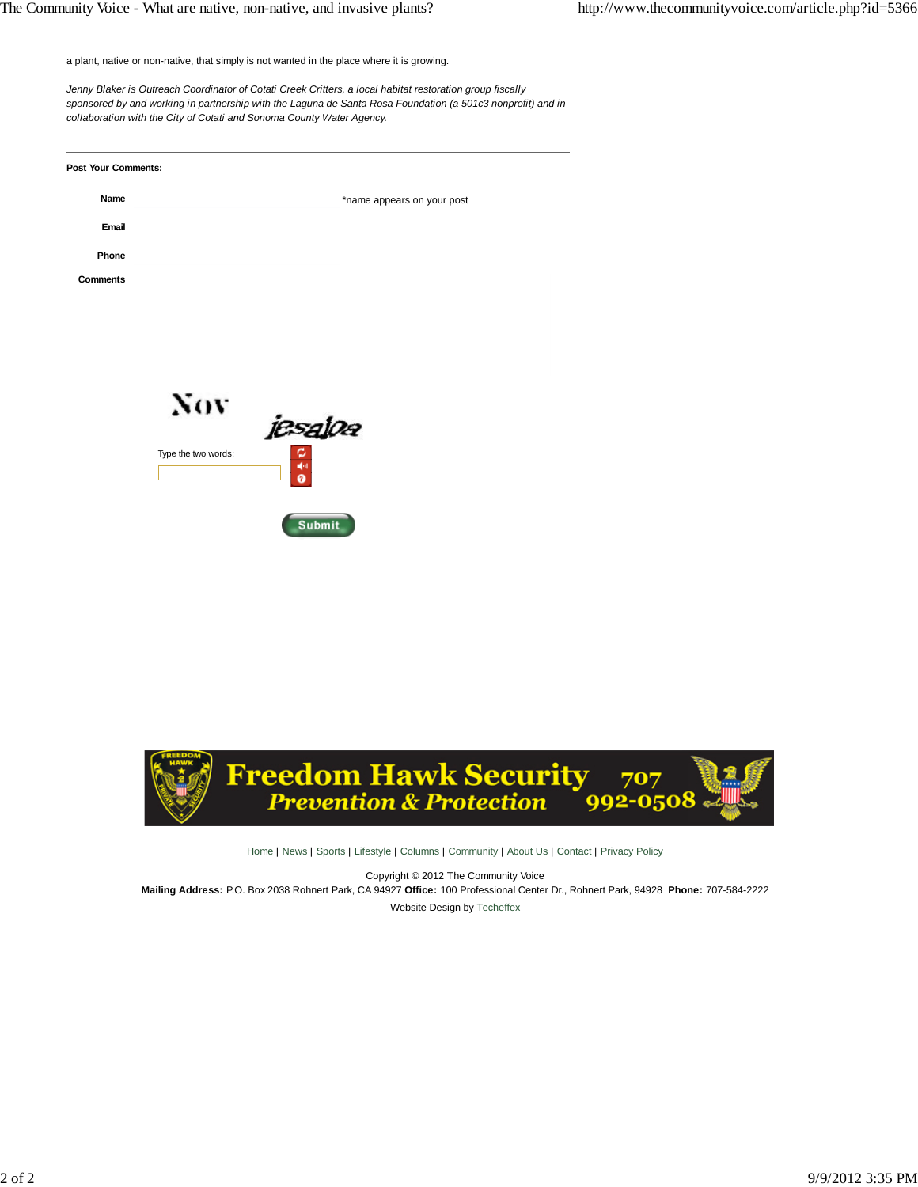a plant, native or non-native, that simply is not wanted in the place where it is growing.

*Jenny Blaker is Outreach Coordinator of Cotati Creek Critters, a local habitat restoration group fiscally sponsored by and working in partnership with the Laguna de Santa Rosa Foundation (a 501c3 nonprofit) and in collaboration with the City of Cotati and Sonoma County Water Agency.*

---

**Post Your Comments:**

**Name** *name appears on your post

**Email**

**Phone**

**Comments**

Type the two words:

Submit

Freedom Hawk Security
Prevention & Protection
707 992-0508

Home | News | Sports | Lifestyle | Columns | Community | About Us | Contact | Privacy Policy

Copyright © 2012 The Community Voice

**Mailing Address:** P.O. Box 2038 Rohnert Park, CA 94927 **Office:** 100 Professional Center Dr., Rohnert Park, 94928 **Phone:** 707-584-2222

Website Design by Techeffex